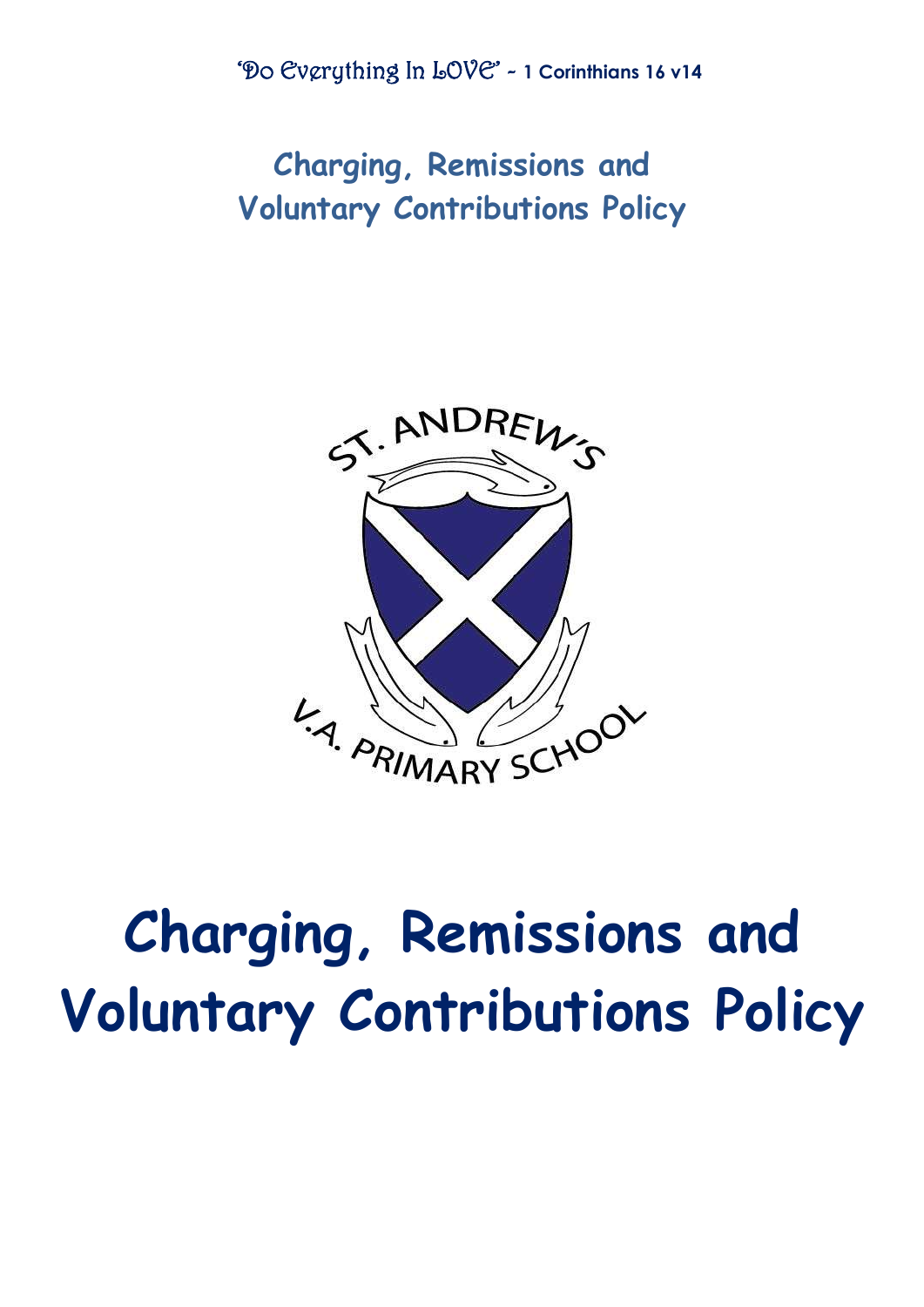'Do Everything In LOVE' ~ 1 Corinthians 16 v14

## Charging, Remissions and Voluntary Contributions Policy

ST. ANDREW'S V.A. PRIMARY SCHOOL

# Charging, Remissions and Voluntary Contributions Policy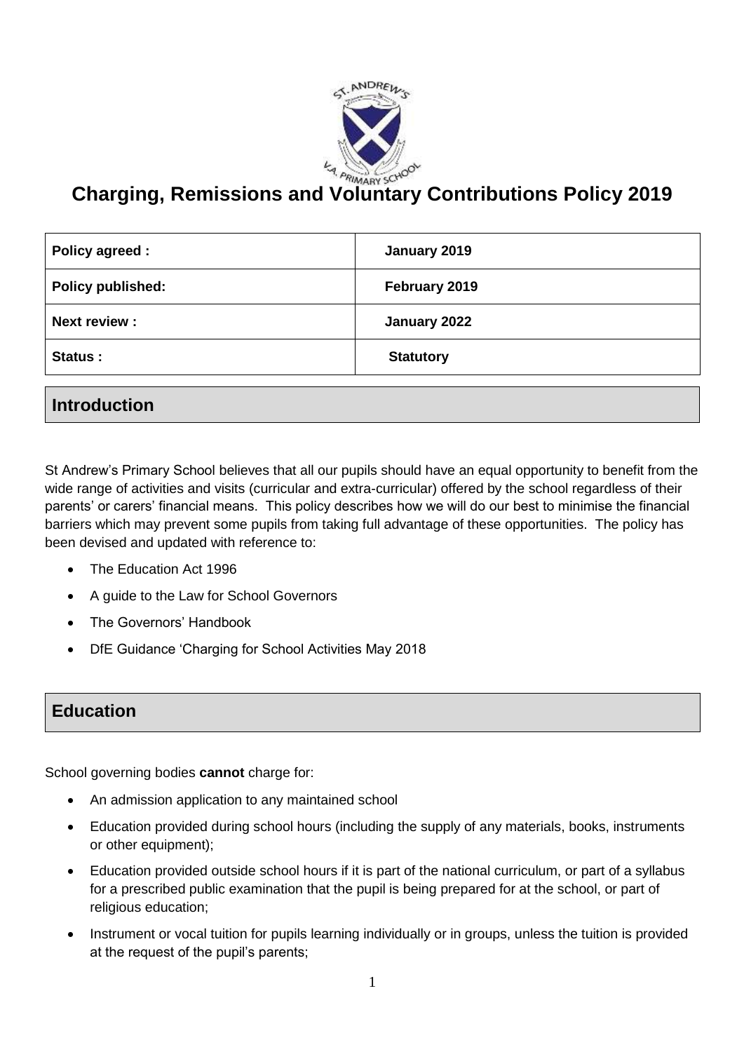# Charging, Remissions and Voluntary Contributions Policy 2019

| Policy agreed : | January 2019 |
|---|---|
| Policy published: | February 2019 |
| Next review : | January 2022 |
| Status : | Statutory |

## Introduction

St Andrew's Primary School believes that all our pupils should have an equal opportunity to benefit from the wide range of activities and visits (curricular and extra-curricular) offered by the school regardless of their parents' or carers' financial means. This policy describes how we will do our best to minimise the financial barriers which may prevent some pupils from taking full advantage of these opportunities. The policy has been devised and updated with reference to:

- The Education Act 1996
- A guide to the Law for School Governors
- The Governors' Handbook
- DfE Guidance 'Charging for School Activities May 2018

## Education

School governing bodies **cannot** charge for:

- An admission application to any maintained school
- Education provided during school hours (including the supply of any materials, books, instruments or other equipment);
- Education provided outside school hours if it is part of the national curriculum, or part of a syllabus for a prescribed public examination that the pupil is being prepared for at the school, or part of religious education;
- Instrument or vocal tuition for pupils learning individually or in groups, unless the tuition is provided at the request of the pupil's parents;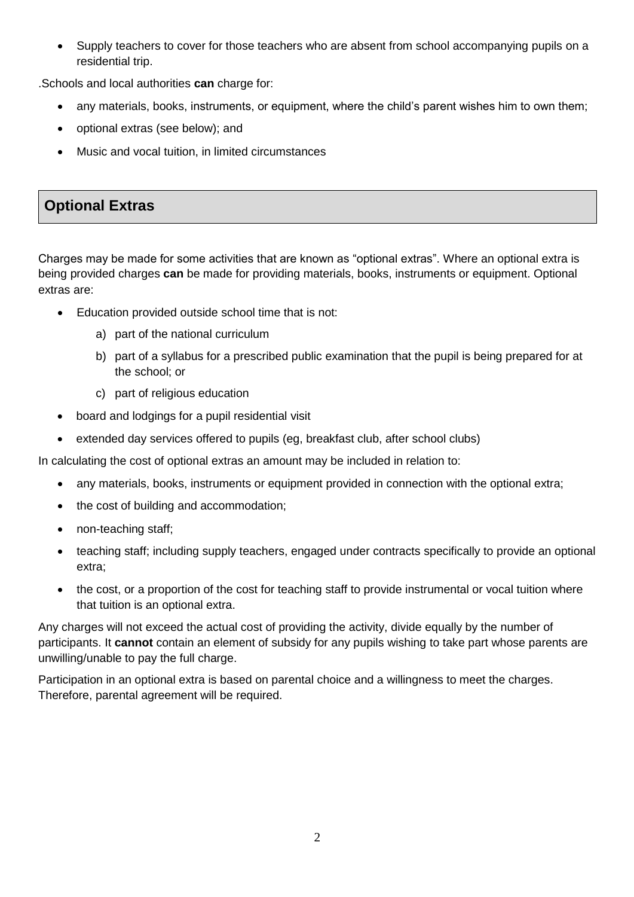- Supply teachers to cover for those teachers who are absent from school accompanying pupils on a residential trip.

.Schools and local authorities **can** charge for:

- any materials, books, instruments, or equipment, where the child's parent wishes him to own them;
- optional extras (see below); and
- Music and vocal tuition, in limited circumstances

## Optional Extras

Charges may be made for some activities that are known as "optional extras". Where an optional extra is being provided charges **can** be made for providing materials, books, instruments or equipment. Optional extras are:

- Education provided outside school time that is not:
  a) part of the national curriculum
  b) part of a syllabus for a prescribed public examination that the pupil is being prepared for at the school; or
  c) part of religious education
- board and lodgings for a pupil residential visit
- extended day services offered to pupils (eg, breakfast club, after school clubs)

In calculating the cost of optional extras an amount may be included in relation to:

- any materials, books, instruments or equipment provided in connection with the optional extra;
- the cost of building and accommodation;
- non-teaching staff;
- teaching staff; including supply teachers, engaged under contracts specifically to provide an optional extra;
- the cost, or a proportion of the cost for teaching staff to provide instrumental or vocal tuition where that tuition is an optional extra.

Any charges will not exceed the actual cost of providing the activity, divide equally by the number of participants. It **cannot** contain an element of subsidy for any pupils wishing to take part whose parents are unwilling/unable to pay the full charge.

Participation in an optional extra is based on parental choice and a willingness to meet the charges. Therefore, parental agreement will be required.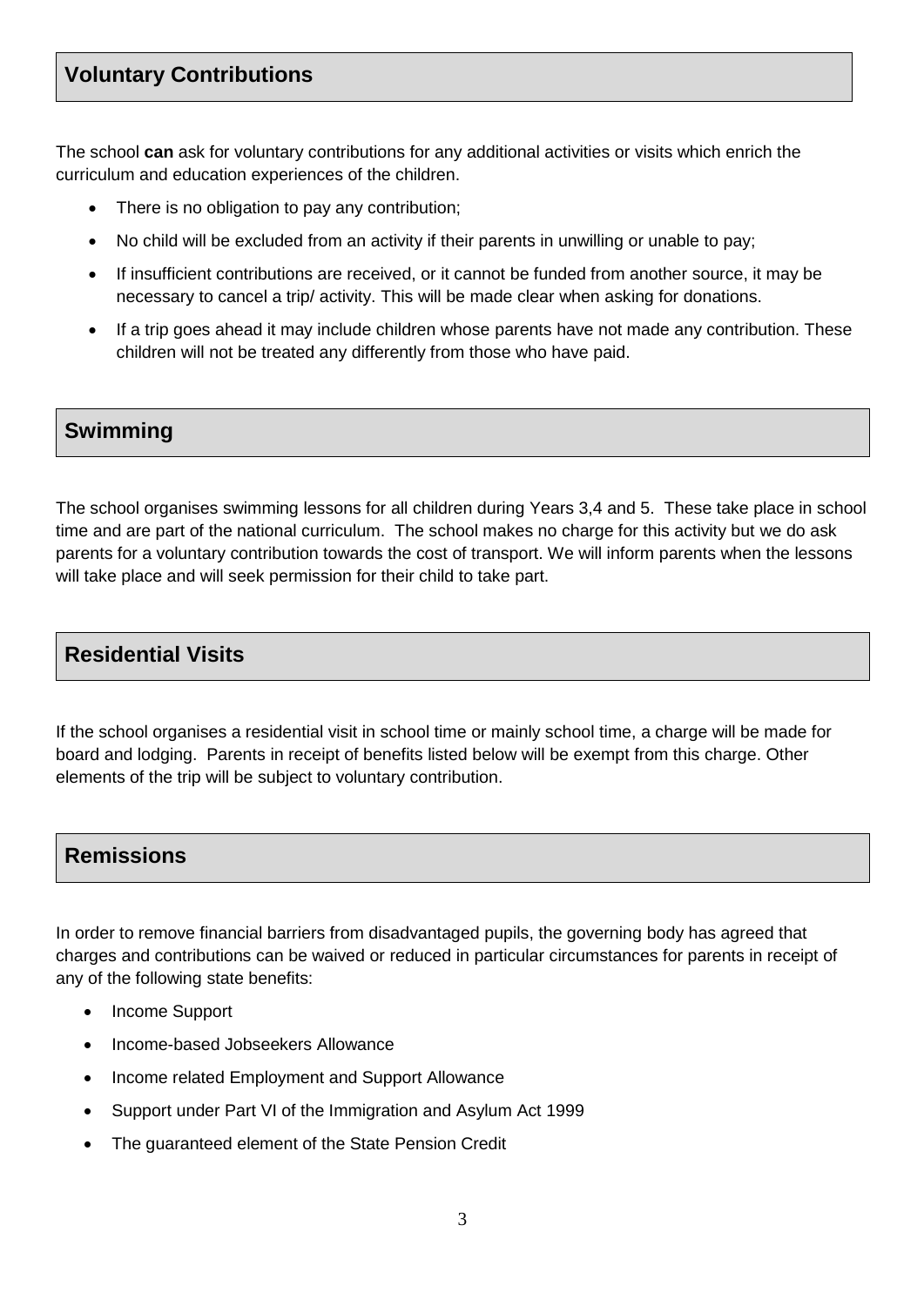## Voluntary Contributions

The school **can** ask for voluntary contributions for any additional activities or visits which enrich the curriculum and education experiences of the children.

- There is no obligation to pay any contribution;
- No child will be excluded from an activity if their parents in unwilling or unable to pay;
- If insufficient contributions are received, or it cannot be funded from another source, it may be necessary to cancel a trip/ activity. This will be made clear when asking for donations.
- If a trip goes ahead it may include children whose parents have not made any contribution. These children will not be treated any differently from those who have paid.

## Swimming

The school organises swimming lessons for all children during Years 3,4 and 5. These take place in school time and are part of the national curriculum. The school makes no charge for this activity but we do ask parents for a voluntary contribution towards the cost of transport. We will inform parents when the lessons will take place and will seek permission for their child to take part.

## Residential Visits

If the school organises a residential visit in school time or mainly school time, a charge will be made for board and lodging. Parents in receipt of benefits listed below will be exempt from this charge. Other elements of the trip will be subject to voluntary contribution.

## Remissions

In order to remove financial barriers from disadvantaged pupils, the governing body has agreed that charges and contributions can be waived or reduced in particular circumstances for parents in receipt of any of the following state benefits:

- Income Support
- Income-based Jobseekers Allowance
- Income related Employment and Support Allowance
- Support under Part VI of the Immigration and Asylum Act 1999
- The guaranteed element of the State Pension Credit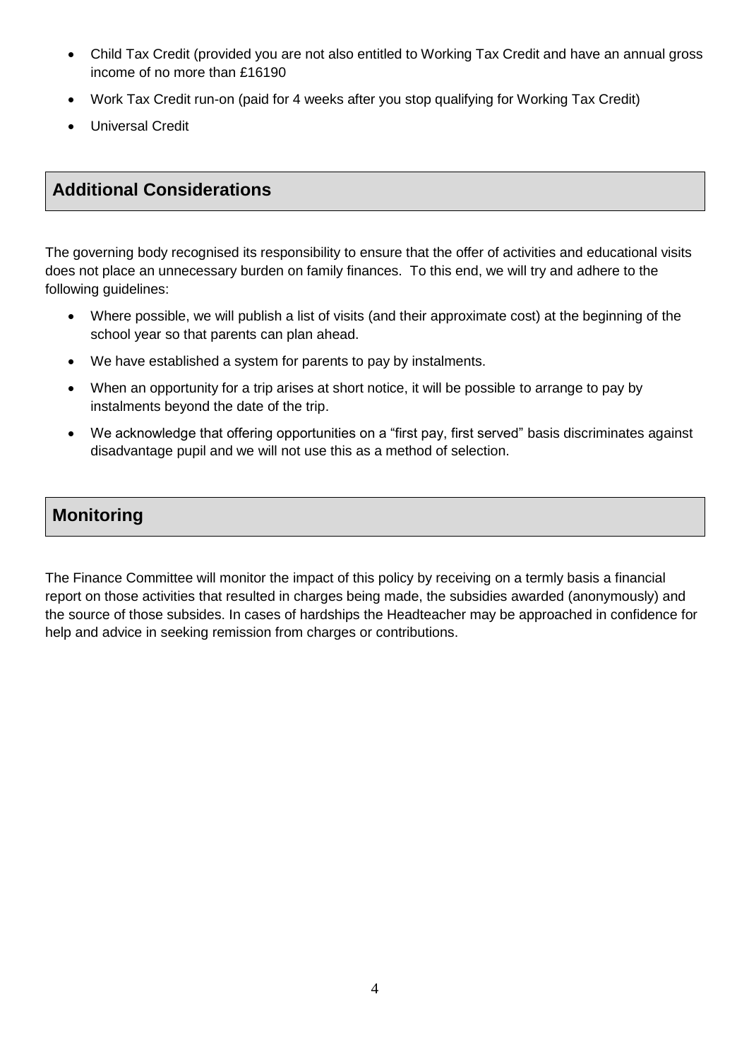- Child Tax Credit (provided you are not also entitled to Working Tax Credit and have an annual gross income of no more than £16190
- Work Tax Credit run-on (paid for 4 weeks after you stop qualifying for Working Tax Credit)
- Universal Credit

## Additional Considerations

The governing body recognised its responsibility to ensure that the offer of activities and educational visits does not place an unnecessary burden on family finances. To this end, we will try and adhere to the following guidelines:

- Where possible, we will publish a list of visits (and their approximate cost) at the beginning of the school year so that parents can plan ahead.
- We have established a system for parents to pay by instalments.
- When an opportunity for a trip arises at short notice, it will be possible to arrange to pay by instalments beyond the date of the trip.
- We acknowledge that offering opportunities on a "first pay, first served" basis discriminates against disadvantage pupil and we will not use this as a method of selection.

## Monitoring

The Finance Committee will monitor the impact of this policy by receiving on a termly basis a financial report on those activities that resulted in charges being made, the subsidies awarded (anonymously) and the source of those subsides. In cases of hardships the Headteacher may be approached in confidence for help and advice in seeking remission from charges or contributions.